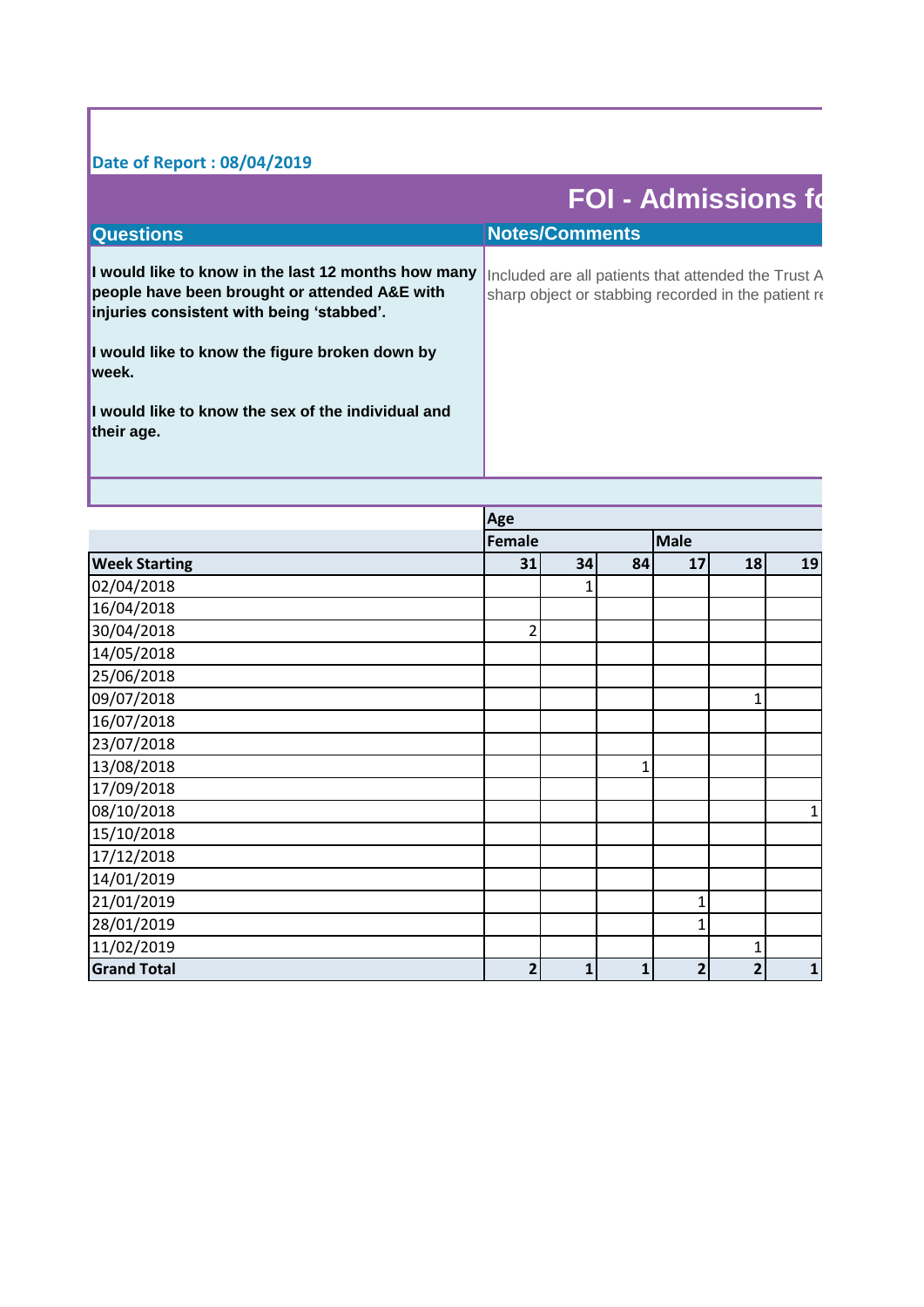Date of Report : 08/04/2019

# FOI - Admissions fo

| Questions | Notes/Comments |
|---|---|
| **I would like to know in the last 12 months how many people have been brought or attended A&E with injuries consistent with being 'stabbed'.**<br><br>**I would like to know the figure broken down by week.**<br><br>**I would like to know the sex of the individual and their age.** | Included are all patients that attended the Trust A sharp object or stabbing recorded in the patient re |

| | Age | | | | | |
|---|---|---|---|---|---|---|
| | Female | | | Male | | |
| **Week Starting** | **31** | **34** | **84** | **17** | **18** | **19** |
| 02/04/2018 | | 1 | | | | |
| 16/04/2018 | | | | | | |
| 30/04/2018 | 2 | | | | | |
| 14/05/2018 | | | | | | |
| 25/06/2018 | | | | | | |
| 09/07/2018 | | | | | 1 | |
| 16/07/2018 | | | | | | |
| 23/07/2018 | | | | | | |
| 13/08/2018 | | | 1 | | | |
| 17/09/2018 | | | | | | |
| 08/10/2018 | | | | | | 1 |
| 15/10/2018 | | | | | | |
| 17/12/2018 | | | | | | |
| 14/01/2019 | | | | | | |
| 21/01/2019 | | | | 1 | | |
| 28/01/2019 | | | | 1 | | |
| 11/02/2019 | | | | | 1 | |
| **Grand Total** | **2** | **1** | **1** | **2** | **2** | **1** |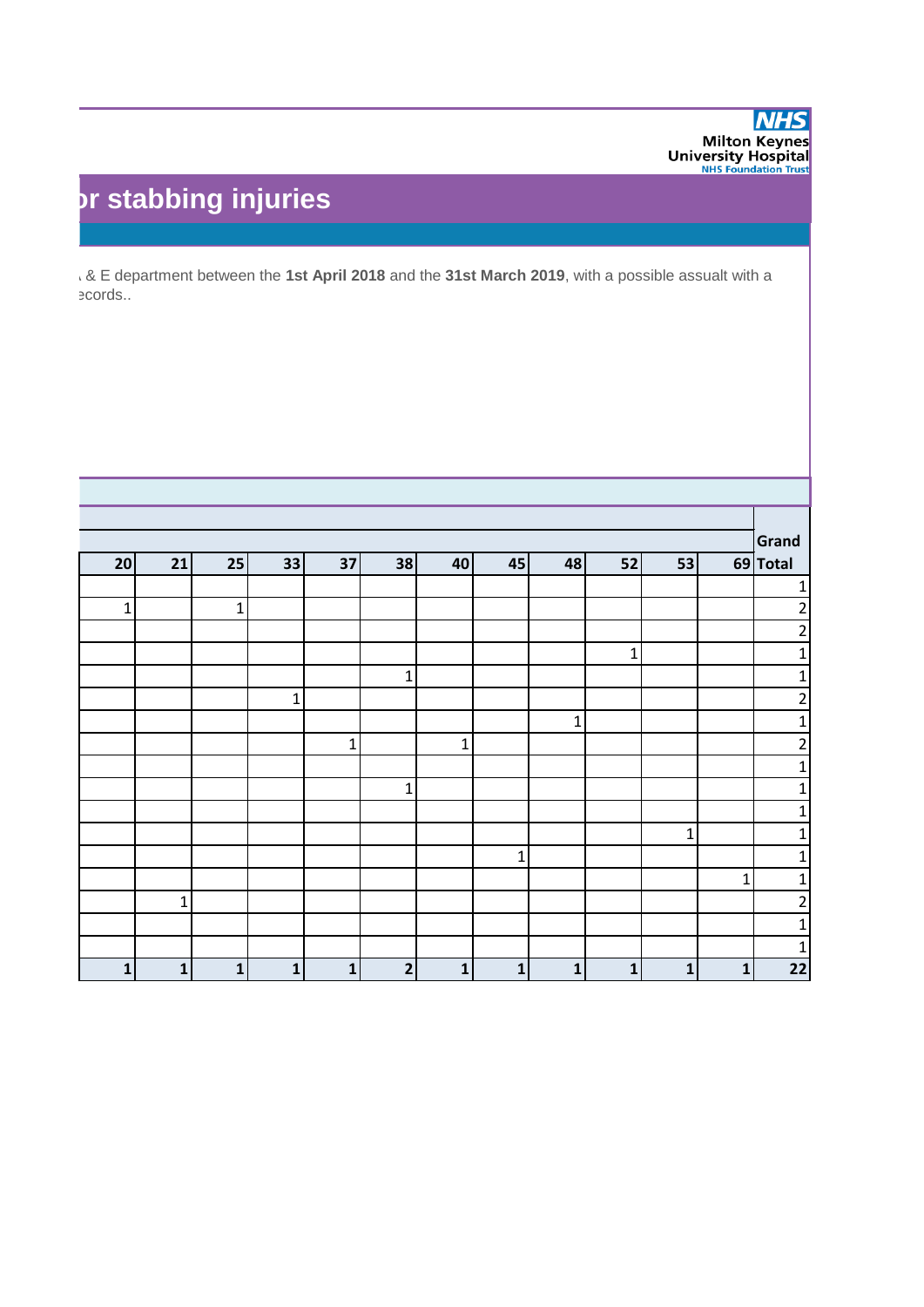![NHS Milton Keynes University Hospital NHS Foundation Trust]

# or stabbing injuries

& E department between the **1st April 2018** and the **31st March 2019**, with a possible assault with a ecords..

| 20 | 21 | 25 | 33 | 37 | 38 | 40 | 45 | 48 | 52 | 53 | 69 | Grand Total |
|---|---|---|---|---|---|---|---|---|---|---|---|---|
| | | | | | | | | | | | | 1 |
| 1 | | 1 | | | | | | | | | | 2 |
| | | | | | | | | | | | | 2 |
| | | | | | | | | | 1 | | | 1 |
| | | | | | 1 | | | | | | | 1 |
| | | | 1 | | | | | | | | | 2 |
| | | | | | | | | 1 | | | | 1 |
| | | | | 1 | | 1 | | | | | | 2 |
| | | | | | | | | | | | | 1 |
| | | | | | 1 | | | | | | | 1 |
| | | | | | | | | | | | | 1 |
| | | | | | | | | | | 1 | | 1 |
| | | | | | | | 1 | | | | | 1 |
| | | | | | | | | | | | 1 | 1 |
| | 1 | | | | | | | | | | | 2 |
| | | | | | | | | | | | | 1 |
| | | | | | | | | | | | | 1 |
| **1** | **1** | **1** | **1** | **1** | **2** | **1** | **1** | **1** | **1** | **1** | **1** | **22** |